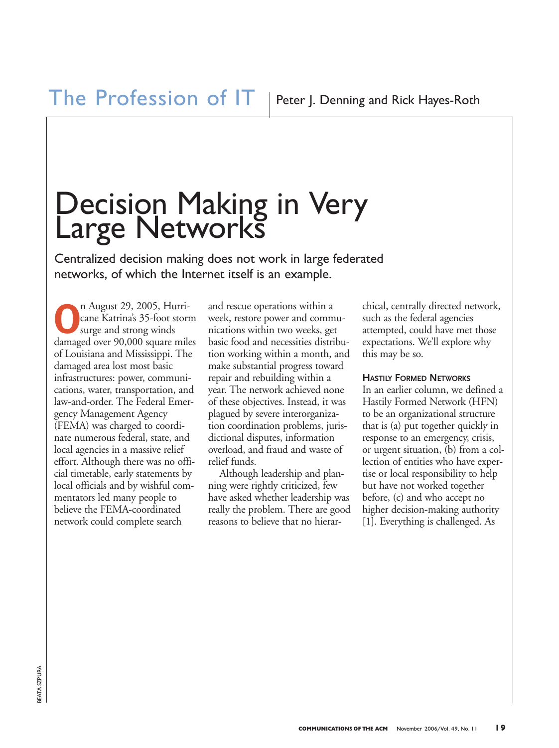# Decision Making in Very Large Networks

Peter J. Denning and Rick Hayes-Roth

Centralized decision making does not work in large federated networks, of which the Internet itself is an example.

On August 29, 2005, Hurricane Katrina's 35-foot storm surge and strong winds damaged over 90,000 square miles of Louisiana and Mississippi. The damaged area lost most basic infrastructures: power, communications, water, transportation, and law-and-order. The Federal Emergency Management Agency (FEMA) was charged to coordinate numerous federal, state, and local agencies in a massive relief effort. Although there was no official timetable, early statements by local officials and by wishful commentators led many people to believe the FEMA-coordinated network could complete search and rescue operations within a week, restore power and communications within two weeks, get basic food and necessities distribution working within a month, and make substantial progress toward repair and rebuilding within a year. The network achieved none of these objectives. Instead, it was plagued by severe interorganization coordination problems, jurisdictional disputes, information overload, and fraud and waste of relief funds.

Although leadership and planning were rightly criticized, few have asked whether leadership was really the problem. There are good reasons to believe that no hierarchical, centrally directed network, such as the federal agencies attempted, could have met those expectations. We'll explore why this may be so.

## Hastily Formed Networks

In an earlier column, we defined a Hastily Formed Network (HFN) to be an organizational structure that is (a) put together quickly in response to an emergency, crisis, or urgent situation, (b) from a collection of entities who have expertise or local responsibility to help but have not worked together before, (c) and who accept no higher decision-making authority [1]. Everything is challenged. As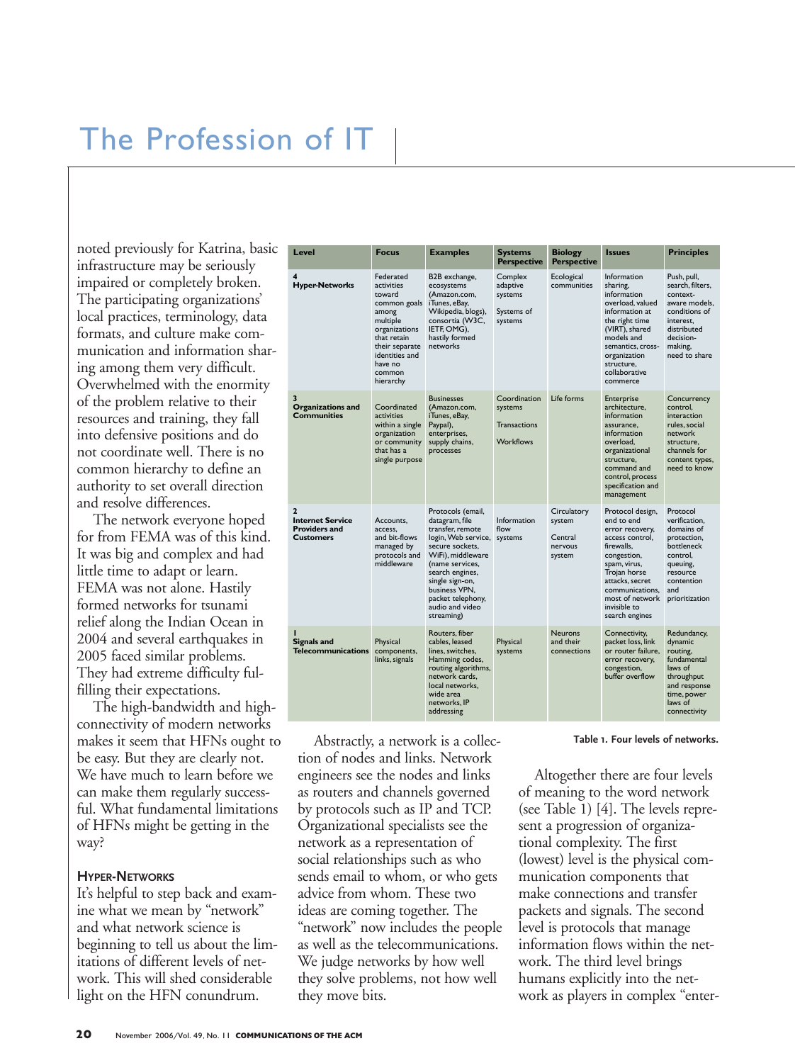noted previously for Katrina, basic infrastructure may be seriously impaired or completely broken. The participating organizations' local practices, terminology, data formats, and culture make communication and information sharing among them very difficult. Overwhelmed with the enormity of the problem relative to their resources and training, they fall into defensive positions and do not coordinate well. There is no common hierarchy to define an authority to set overall direction and resolve differences.

The network everyone hoped for from FEMA was of this kind. It was big and complex and had little time to adapt or learn. FEMA was not alone. Hastily formed networks for tsunami relief along the Indian Ocean in 2004 and several earthquakes in 2005 faced similar problems. They had extreme difficulty fulfilling their expectations.

The high-bandwidth and high-connectivity of modern networks makes it seem that HFNs ought to be easy. But they are clearly not. We have much to learn before we can make them regularly successful. What fundamental limitations of HFNs might be getting in the way?

### Hyper-Networks

It's helpful to step back and examine what we mean by "network" and what network science is beginning to tell us about the limitations of different levels of network. This will shed considerable light on the HFN conundrum.

| Level | Focus | Examples | Systems Perspective | Biology Perspective | Issues | Principles |
|---|---|---|---|---|---|---|
| **4 Hyper-Networks** | Federated activities toward common goals among multiple organizations that retain their separate identities and have no common hierarchy | B2B exchange, ecosystems (Amazon.com, iTunes, eBay, Wikipedia, blogs), consortia (W3C, IETF, OMG), hastily formed networks | Complex adaptive systems; Systems of systems | Ecological communities | Information sharing, information overload, valued information at the right time (VIRT), shared models and semantics, cross-organization structure, collaborative commerce | Push, pull, search, filters, context-aware models, conditions of interest, distributed decision-making, need to share |
| **3 Organizations and Communities** | Coordinated activities within a single organization or community that has a single purpose | Businesses (Amazon.com, iTunes, eBay, Paypal), enterprises, supply chains, processes | Coordination systems; Transactions; Workflows | Life forms | Enterprise architecture, information assurance, information overload, organizational structure, command and control, process specification and management | Concurrency control, interaction rules, social network structure, channels for content types, need to know |
| **2 Internet Service Providers and Customers** | Accounts, access, and bit-flows managed by protocols and middleware | Protocols (email, datagram, file transfer, remote login, Web service, secure sockets, WiFi), middleware (name services, search engines, single sign-on, business VPN, packet telephony, audio and video streaming) | Information flow systems | Circulatory system; Central nervous system | Protocol design, end to end error recovery, access control, firewalls, congestion, spam, virus, Trojan horse attacks, secret communications, most of network invisible to search engines | Protocol verification, domains of protection, bottleneck control, queuing, resource contention and prioritization |
| **1 Signals and Telecommunications** | Physical components, links, signals | Routers, fiber cables, leased lines, switches, Hamming codes, routing algorithms, network cards, local networks, wide area networks, IP addressing | Physical systems | Neurons and their connections | Connectivity, packet loss, link or router failure, error recovery, congestion, buffer overflow | Redundancy, dynamic routing, fundamental laws of throughput and response time, power laws of connectivity |

**Table 1. Four levels of networks.**

Abstractly, a network is a collection of nodes and links. Network engineers see the nodes and links as routers and channels governed by protocols such as IP and TCP. Organizational specialists see the network as a representation of social relationships such as who sends email to whom, or who gets advice from whom. These two ideas are coming together. The "network" now includes the people as well as the telecommunications. We judge networks by how well they solve problems, not how well they move bits.

Altogether there are four levels of meaning to the word network (see Table 1) [4]. The levels represent a progression of organizational complexity. The first (lowest) level is the physical communication components that make connections and transfer packets and signals. The second level is protocols that manage information flows within the network. The third level brings humans explicitly into the network as players in complex "enter-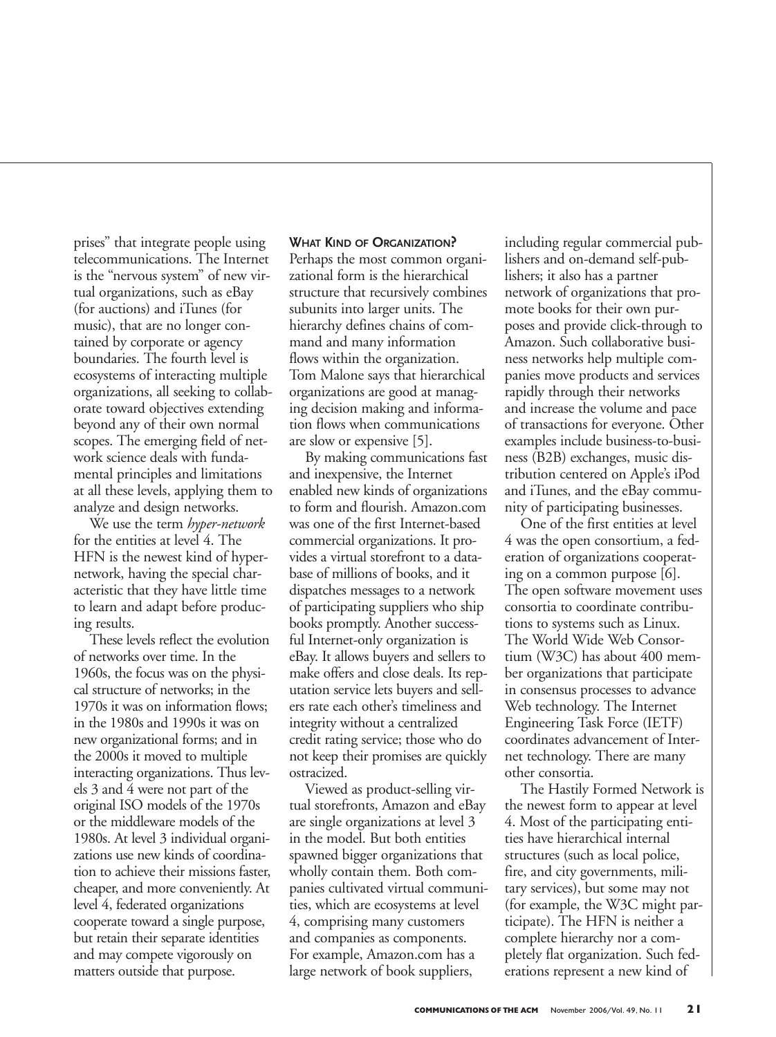prises" that integrate people using telecommunications. The Internet is the "nervous system" of new virtual organizations, such as eBay (for auctions) and iTunes (for music), that are no longer contained by corporate or agency boundaries. The fourth level is ecosystems of interacting multiple organizations, all seeking to collaborate toward objectives extending beyond any of their own normal scopes. The emerging field of network science deals with fundamental principles and limitations at all these levels, applying them to analyze and design networks.

We use the term *hyper-network* for the entities at level 4. The HFN is the newest kind of hyper-network, having the special characteristic that they have little time to learn and adapt before producing results.

These levels reflect the evolution of networks over time. In the 1960s, the focus was on the physical structure of networks; in the 1970s it was on information flows; in the 1980s and 1990s it was on new organizational forms; and in the 2000s it moved to multiple interacting organizations. Thus levels 3 and 4 were not part of the original ISO models of the 1970s or the middleware models of the 1980s. At level 3 individual organizations use new kinds of coordination to achieve their missions faster, cheaper, and more conveniently. At level 4, federated organizations cooperate toward a single purpose, but retain their separate identities and may compete vigorously on matters outside that purpose.

## What Kind of Organization?

Perhaps the most common organizational form is the hierarchical structure that recursively combines subunits into larger units. The hierarchy defines chains of command and many information flows within the organization. Tom Malone says that hierarchical organizations are good at managing decision making and information flows when communications are slow or expensive [5].

By making communications fast and inexpensive, the Internet enabled new kinds of organizations to form and flourish. Amazon.com was one of the first Internet-based commercial organizations. It provides a virtual storefront to a database of millions of books, and it dispatches messages to a network of participating suppliers who ship books promptly. Another successful Internet-only organization is eBay. It allows buyers and sellers to make offers and close deals. Its reputation service lets buyers and sellers rate each other's timeliness and integrity without a centralized credit rating service; those who do not keep their promises are quickly ostracized.

Viewed as product-selling virtual storefronts, Amazon and eBay are single organizations at level 3 in the model. But both entities spawned bigger organizations that wholly contain them. Both companies cultivated virtual communities, which are ecosystems at level 4, comprising many customers and companies as components. For example, Amazon.com has a large network of book suppliers, including regular commercial publishers and on-demand self-publishers; it also has a partner network of organizations that promote books for their own purposes and provide click-through to Amazon. Such collaborative business networks help multiple companies move products and services rapidly through their networks and increase the volume and pace of transactions for everyone. Other examples include business-to-business (B2B) exchanges, music distribution centered on Apple's iPod and iTunes, and the eBay community of participating businesses.

One of the first entities at level 4 was the open consortium, a federation of organizations cooperating on a common purpose [6]. The open software movement uses consortia to coordinate contributions to systems such as Linux. The World Wide Web Consortium (W3C) has about 400 member organizations that participate in consensus processes to advance Web technology. The Internet Engineering Task Force (IETF) coordinates advancement of Internet technology. There are many other consortia.

The Hastily Formed Network is the newest form to appear at level 4. Most of the participating entities have hierarchical internal structures (such as local police, fire, and city governments, military services), but some may not (for example, the W3C might participate). The HFN is neither a complete hierarchy nor a completely flat organization. Such federations represent a new kind of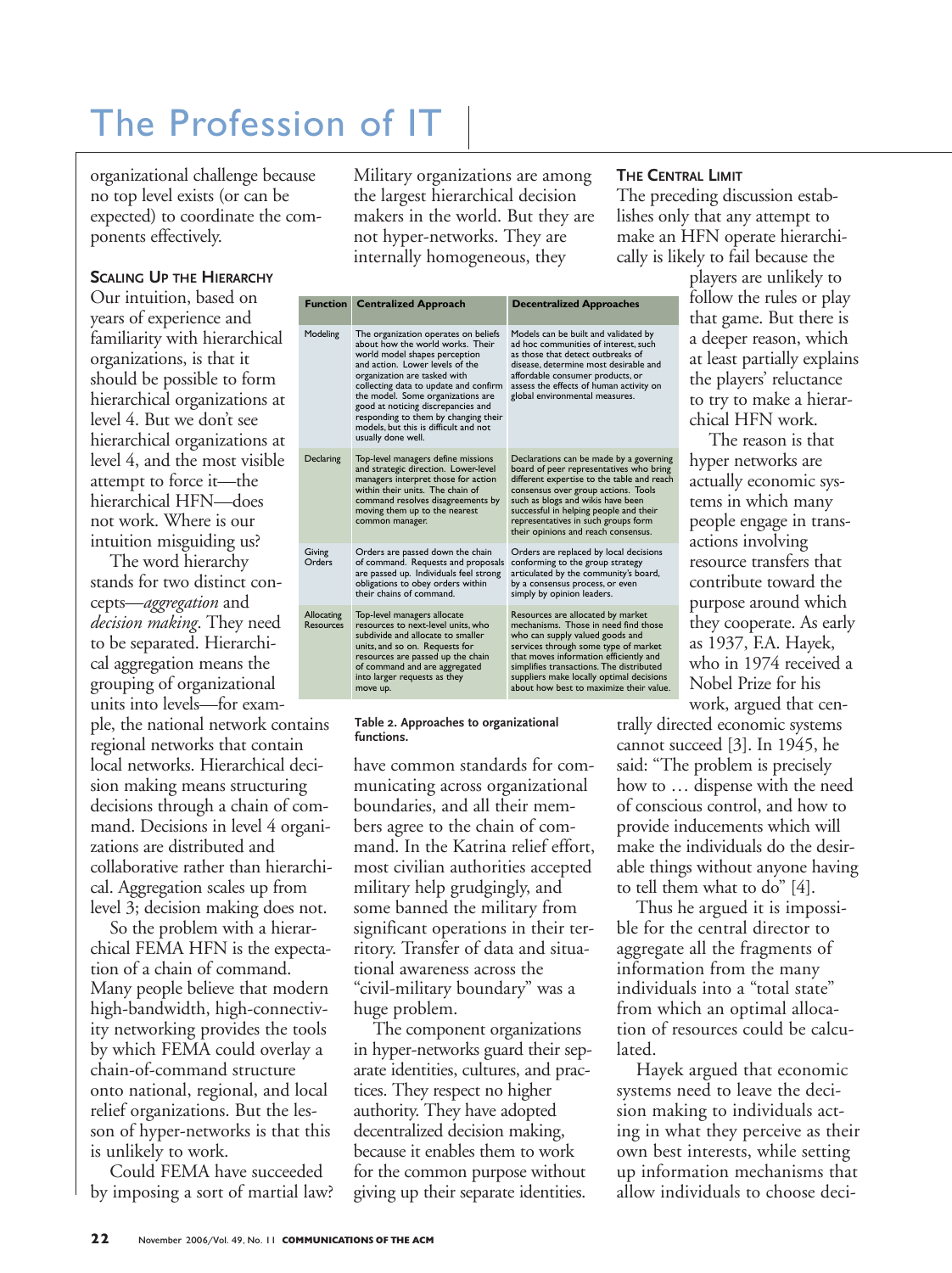organizational challenge because no top level exists (or can be expected) to coordinate the components effectively.

**SCALING UP THE HIERARCHY**

Our intuition, based on years of experience and familiarity with hierarchical organizations, is that it should be possible to form hierarchical organizations at level 4. But we don't see hierarchical organizations at level 4, and the most visible attempt to force it—the hierarchical HFN—does not work. Where is our intuition misguiding us?

The word hierarchy stands for two distinct concepts—*aggregation* and *decision making*. They need to be separated. Hierarchical aggregation means the grouping of organizational units into levels—for example, the national network contains regional networks that contain local networks. Hierarchical decision making means structuring decisions through a chain of command. Decisions in level 4 organizations are distributed and collaborative rather than hierarchical. Aggregation scales up from level 3; decision making does not.

So the problem with a hierarchical FEMA HFN is the expectation of a chain of command. Many people believe that modern high-bandwidth, high-connectivity networking provides the tools by which FEMA could overlay a chain-of-command structure onto national, regional, and local relief organizations. But the lesson of hyper-networks is that this is unlikely to work.

Could FEMA have succeeded by imposing a sort of martial law? Military organizations are among the largest hierarchical decision makers in the world. But they are not hyper-networks. They are internally homogeneous, they have common standards for communicating across organizational boundaries, and all their members agree to the chain of command. In the Katrina relief effort, most civilian authorities accepted military help grudgingly, and some banned the military from significant operations in their territory. Transfer of data and situational awareness across the "civil-military boundary" was a huge problem.

| Function | Centralized Approach | Decentralized Approaches |
|---|---|---|
| Modeling | The organization operates on beliefs about how the world works. Their world model shapes perception and action. Lower levels of the organization are tasked with collecting data to update and confirm the model. Some organizations are good at noticing discrepancies and responding to them by changing their models, but this is difficult and not usually done well. | Models can be built and validated by ad hoc communities of interest, such as those that detect outbreaks of disease, determine most desirable and affordable consumer products, or assess the effects of human activity on global environmental measures. |
| Declaring | Top-level managers define missions and strategic direction. Lower-level managers interpret those for action within their units. The chain of command resolves disagreements by moving them up to the nearest common manager. | Declarations can be made by a governing board of peer representatives who bring different expertise to the table and reach consensus over group actions. Tools such as blogs and wikis have been successful in helping people and their representatives in such groups form their opinions and reach consensus. |
| Giving Orders | Orders are passed down the chain of command. Requests and proposals are passed up. Individuals feel strong obligations to obey orders within their chains of command. | Orders are replaced by local decisions conforming to the group strategy articulated by the community's board, by a consensus process, or even simply by opinion leaders. |
| Allocating Resources | Top-level managers allocate resources to next-level units, who subdivide and allocate to smaller units, and so on. Requests for resources are passed up the chain of command and are aggregated into larger requests as they move up. | Resources are allocated by market mechanisms. Those in need find those who can supply valued goods and services through some type of market that moves information efficiently and simplifies transactions. The distributed suppliers make locally optimal decisions about how best to maximize their value. |

**Table 2. Approaches to organizational functions.**

The component organizations in hyper-networks guard their separate identities, cultures, and practices. They respect no higher authority. They have adopted decentralized decision making, because it enables them to work for the common purpose without giving up their separate identities.

**THE CENTRAL LIMIT**

The preceding discussion establishes only that any attempt to make an HFN operate hierarchically is likely to fail because the players are unlikely to follow the rules or play that game. But there is a deeper reason, which at least partially explains the players' reluctance to try to make a hierarchical HFN work.

The reason is that hyper networks are actually economic systems in which many people engage in transactions involving resource transfers that contribute toward the purpose around which they cooperate. As early as 1937, F.A. Hayek, who in 1974 received a Nobel Prize for his work, argued that centrally directed economic systems cannot succeed [3]. In 1945, he said: "The problem is precisely how to … dispense with the need of conscious control, and how to provide inducements which will make the individuals do the desirable things without anyone having to tell them what to do" [4].

Thus he argued it is impossible for the central director to aggregate all the fragments of information from the many individuals into a "total state" from which an optimal allocation of resources could be calculated.

Hayek argued that economic systems need to leave the decision making to individuals acting in what they perceive as their own best interests, while setting up information mechanisms that allow individuals to choose deci-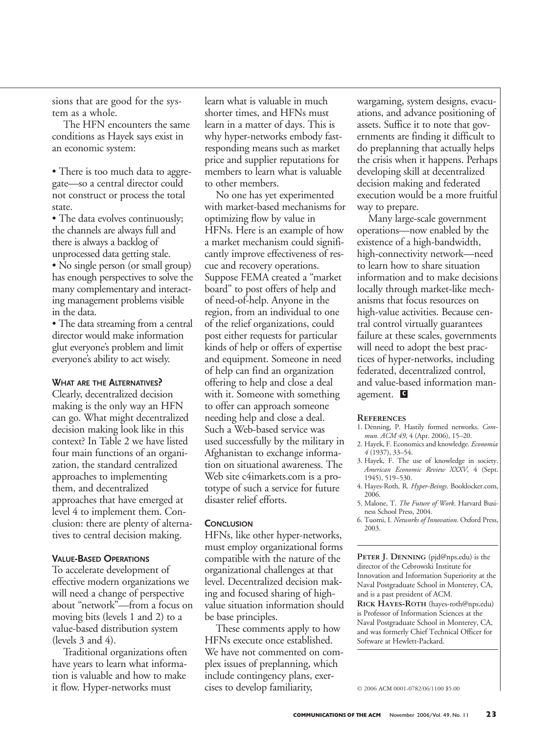sions that are good for the system as a whole.

The HFN encounters the same conditions as Hayek says exist in an economic system:

- There is too much data to aggregate—so a central director could not construct or process the total state.
- The data evolves continuously; the channels are always full and there is always a backlog of unprocessed data getting stale.
- No single person (or small group) has enough perspectives to solve the many complementary and interacting management problems visible in the data.
- The data streaming from a central director would make information glut everyone's problem and limit everyone's ability to act wisely.

## What are the Alternatives?

Clearly, decentralized decision making is the only way an HFN can go. What might decentralized decision making look like in this context? In Table 2 we have listed four main functions of an organization, the standard centralized approaches to implementing them, and decentralized approaches that have emerged at level 4 to implement them. Conclusion: there are plenty of alternatives to central decision making.

## Value-Based Operations

To accelerate development of effective modern organizations we will need a change of perspective about "network"—from a focus on moving bits (levels 1 and 2) to a value-based distribution system (levels 3 and 4).

Traditional organizations often have years to learn what information is valuable and how to make it flow. Hyper-networks must learn what is valuable in much shorter times, and HFNs must learn in a matter of days. This is why hyper-networks embody fast-responding means such as market price and supplier reputations for members to learn what is valuable to other members.

No one has yet experimented with market-based mechanisms for optimizing flow by value in HFNs. Here is an example of how a market mechanism could significantly improve effectiveness of rescue and recovery operations. Suppose FEMA created a "market board" to post offers of help and of need-of-help. Anyone in the region, from an individual to one of the relief organizations, could post either requests for particular kinds of help or offers of expertise and equipment. Someone in need of help can find an organization offering to help and close a deal with it. Someone with something to offer can approach someone needing help and close a deal. Such a Web-based service was used successfully by the military in Afghanistan to exchange information on situational awareness. The Web site c4imarkets.com is a prototype of such a service for future disaster relief efforts.

## Conclusion

HFNs, like other hyper-networks, must employ organizational forms compatible with the nature of the organizational challenges at that level. Decentralized decision making and focused sharing of high-value situation information should be base principles.

These comments apply to how HFNs execute once established. We have not commented on complex issues of preplanning, which include contingency plans, exercises to develop familiarity, wargaming, system designs, evacuations, and advance positioning of assets. Suffice it to note that governments are finding it difficult to do preplanning that actually helps the crisis when it happens. Perhaps developing skill at decentralized decision making and federated execution would be a more fruitful way to prepare.

Many large-scale government operations—now enabled by the existence of a high-bandwidth, high-connectivity network—need to learn how to share situation information and to make decisions locally through market-like mechanisms that focus resources on high-value activities. Because central control virtually guarantees failure at these scales, governments will need to adopt the best practices of hyper-networks, including federated, decentralized control, and value-based information management.

## References

1. Denning, P. Hastily formed networks. *Commun. ACM 49*, 4 (Apr. 2006), 15–20.
2. Hayek, F. Economics and knowledge. *Economia 4* (1937), 33–54.
3. Hayek, F. The use of knowledge in society. *American Economic Review XXXV*, 4 (Sept. 1945), 519–530.
4. Hayes-Roth, R. *Hyper-Beings*. Booklocker.com, 2006.
5. Malone, T. *The Future of Work*. Harvard Business School Press, 2004.
6. Tuomi, I. *Networks of Innovation*. Oxford Press, 2003.

---

**Peter J. Denning** (pjd@nps.edu) is the director of the Cebrowski Institute for Innovation and Information Superiority at the Naval Postgraduate School in Monterey, CA, and is a past president of ACM.

**Rick Hayes-Roth** (hayes-roth@nps.edu) is Professor of Information Sciences at the Naval Postgraduate School in Monterey, CA, and was formerly Chief Technical Officer for Software at Hewlett-Packard.

© 2006 ACM 0001-0782/06/1100 $5.00